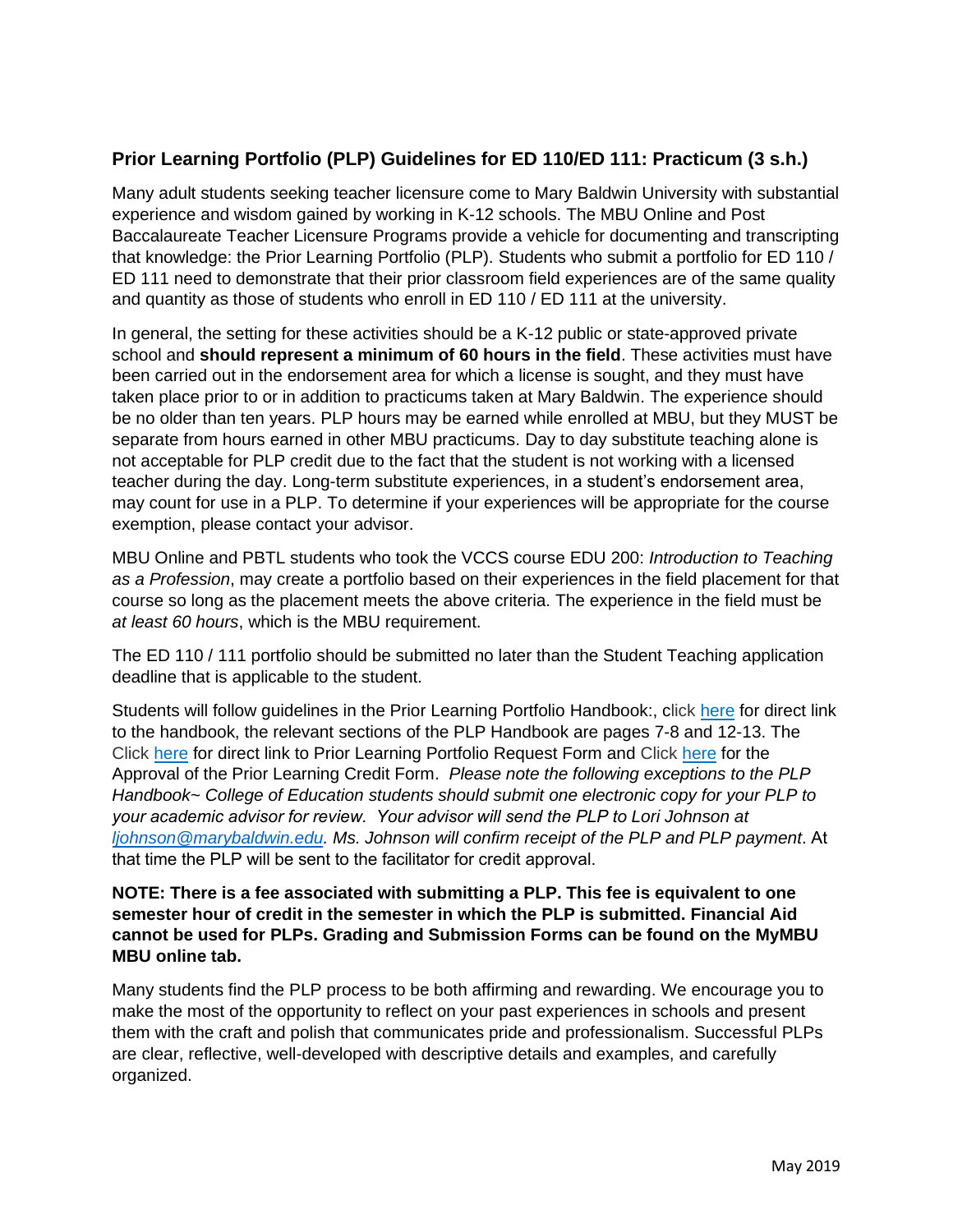## Prior Learning Portfolio (PLP) Guidelines for ED 110/ED 111: Practicum (3 s.h.)

Many adult students seeking teacher licensure come to Mary Baldwin University with substantial experience and wisdom gained by working in K-12 schools. The MBU Online and Post Baccalaureate Teacher Licensure Programs provide a vehicle for documenting and transcripting that knowledge: the Prior Learning Portfolio (PLP). Students who submit a portfolio for ED 110 / ED 111 need to demonstrate that their prior classroom field experiences are of the same quality and quantity as those of students who enroll in ED 110 / ED 111 at the university.

In general, the setting for these activities should be a K-12 public or state-approved private school and **should represent a minimum of 60 hours in the field**. These activities must have been carried out in the endorsement area for which a license is sought, and they must have taken place prior to or in addition to practicums taken at Mary Baldwin. The experience should be no older than ten years. PLP hours may be earned while enrolled at MBU, but they MUST be separate from hours earned in other MBU practicums. Day to day substitute teaching alone is not acceptable for PLP credit due to the fact that the student is not working with a licensed teacher during the day. Long-term substitute experiences, in a student's endorsement area, may count for use in a PLP. To determine if your experiences will be appropriate for the course exemption, please contact your advisor.

MBU Online and PBTL students who took the VCCS course EDU 200: *Introduction to Teaching as a Profession*, may create a portfolio based on their experiences in the field placement for that course so long as the placement meets the above criteria. The experience in the field must be *at least 60 hours*, which is the MBU requirement.

The ED 110 / 111 portfolio should be submitted no later than the Student Teaching application deadline that is applicable to the student.

Students will follow guidelines in the Prior Learning Portfolio Handbook:, click here for direct link to the handbook, the relevant sections of the PLP Handbook are pages 7-8 and 12-13. The Click here for direct link to Prior Learning Portfolio Request Form and Click here for the Approval of the Prior Learning Credit Form. *Please note the following exceptions to the PLP Handbook~ College of Education students should submit one electronic copy for your PLP to your academic advisor for review. Your advisor will send the PLP to Lori Johnson at ljohnson@marybaldwin.edu. Ms. Johnson will confirm receipt of the PLP and PLP payment*. At that time the PLP will be sent to the facilitator for credit approval.

**NOTE: There is a fee associated with submitting a PLP. This fee is equivalent to one semester hour of credit in the semester in which the PLP is submitted. Financial Aid cannot be used for PLPs. Grading and Submission Forms can be found on the MyMBU MBU online tab.**

Many students find the PLP process to be both affirming and rewarding. We encourage you to make the most of the opportunity to reflect on your past experiences in schools and present them with the craft and polish that communicates pride and professionalism. Successful PLPs are clear, reflective, well-developed with descriptive details and examples, and carefully organized.

May 2019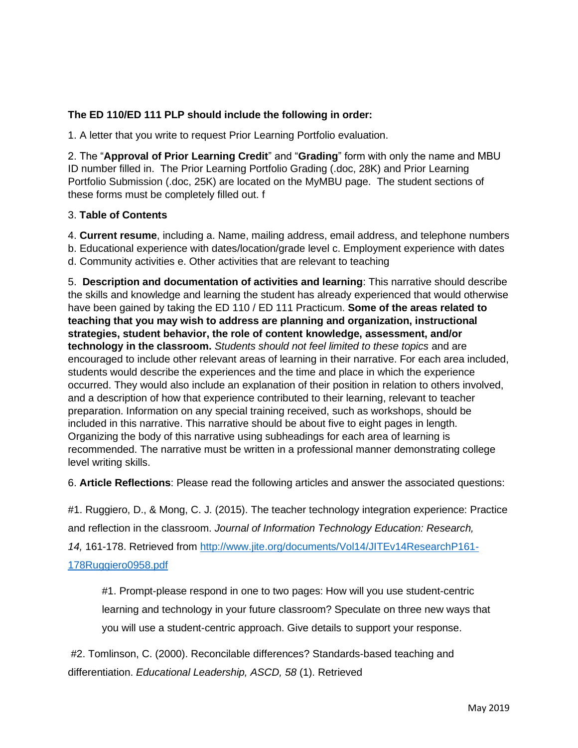**The ED 110/ED 111 PLP should include the following in order:**

1. A letter that you write to request Prior Learning Portfolio evaluation.

2. The "**Approval of Prior Learning Credit**" and "**Grading**" form with only the name and MBU ID number filled in. The Prior Learning Portfolio Grading (.doc, 28K) and Prior Learning Portfolio Submission (.doc, 25K) are located on the MyMBU page. The student sections of these forms must be completely filled out. f

3. **Table of Contents**

4. **Current resume**, including a. Name, mailing address, email address, and telephone numbers b. Educational experience with dates/location/grade level c. Employment experience with dates d. Community activities e. Other activities that are relevant to teaching

5. **Description and documentation of activities and learning**: This narrative should describe the skills and knowledge and learning the student has already experienced that would otherwise have been gained by taking the ED 110 / ED 111 Practicum. **Some of the areas related to teaching that you may wish to address are planning and organization, instructional strategies, student behavior, the role of content knowledge, assessment, and/or technology in the classroom.** *Students should not feel limited to these topics* and are encouraged to include other relevant areas of learning in their narrative. For each area included, students would describe the experiences and the time and place in which the experience occurred. They would also include an explanation of their position in relation to others involved, and a description of how that experience contributed to their learning, relevant to teacher preparation. Information on any special training received, such as workshops, should be included in this narrative. This narrative should be about five to eight pages in length. Organizing the body of this narrative using subheadings for each area of learning is recommended. The narrative must be written in a professional manner demonstrating college level writing skills.

6. **Article Reflections**: Please read the following articles and answer the associated questions:

#1. Ruggiero, D., & Mong, C. J. (2015). The teacher technology integration experience: Practice and reflection in the classroom. *Journal of Information Technology Education: Research, 14,* 161-178. Retrieved from [http://www.jite.org/documents/Vol14/JITEv14ResearchP161-178Ruggiero0958.pdf](http://www.jite.org/documents/Vol14/JITEv14ResearchP161-178Ruggiero0958.pdf)

> #1. Prompt-please respond in one to two pages: How will you use student-centric learning and technology in your future classroom? Speculate on three new ways that you will use a student-centric approach. Give details to support your response.

#2. Tomlinson, C. (2000). Reconcilable differences? Standards-based teaching and differentiation. *Educational Leadership, ASCD, 58* (1). Retrieved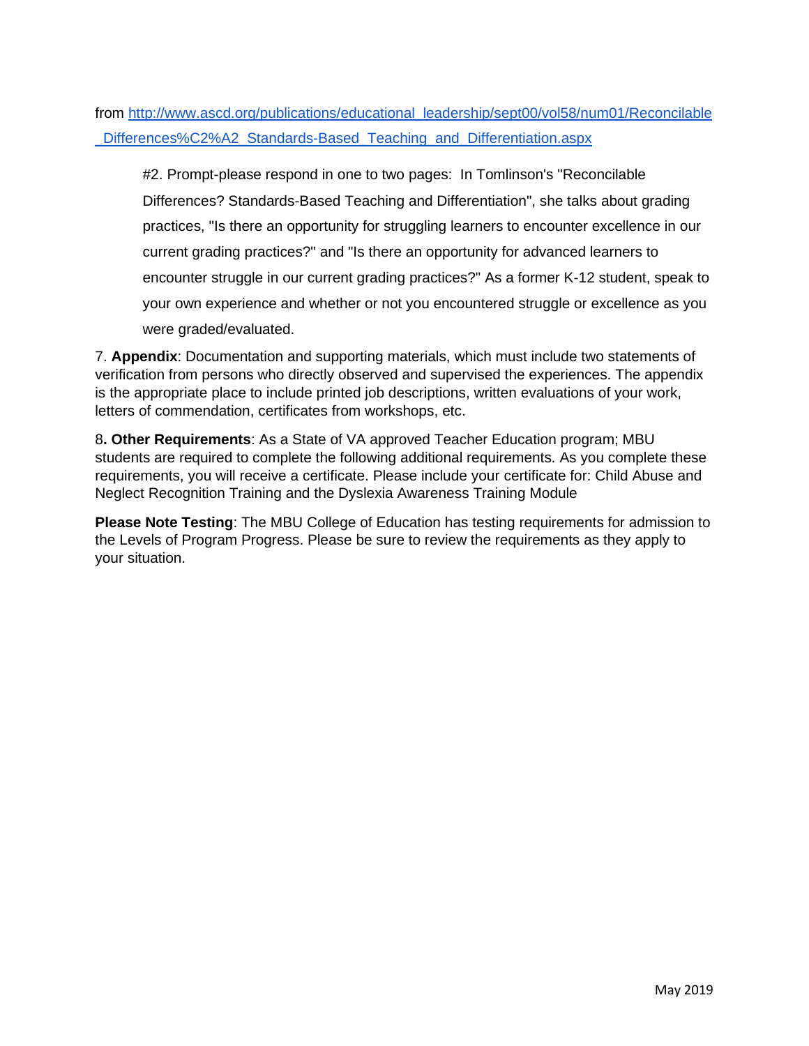from [http://www.ascd.org/publications/educational_leadership/sept00/vol58/num01/Reconcilable_Differences%C2%A2_Standards-Based_Teaching_and_Differentiation.aspx](http://www.ascd.org/publications/educational_leadership/sept00/vol58/num01/Reconcilable_Differences%C2%A2_Standards-Based_Teaching_and_Differentiation.aspx)

> #2. Prompt-please respond in one to two pages: In Tomlinson's "Reconcilable Differences? Standards-Based Teaching and Differentiation", she talks about grading practices, "Is there an opportunity for struggling learners to encounter excellence in our current grading practices?" and "Is there an opportunity for advanced learners to encounter struggle in our current grading practices?" As a former K-12 student, speak to your own experience and whether or not you encountered struggle or excellence as you were graded/evaluated.

7. **Appendix**: Documentation and supporting materials, which must include two statements of verification from persons who directly observed and supervised the experiences. The appendix is the appropriate place to include printed job descriptions, written evaluations of your work, letters of commendation, certificates from workshops, etc.

8**. Other Requirements**: As a State of VA approved Teacher Education program; MBU students are required to complete the following additional requirements. As you complete these requirements, you will receive a certificate. Please include your certificate for: Child Abuse and Neglect Recognition Training and the Dyslexia Awareness Training Module

**Please Note Testing**: The MBU College of Education has testing requirements for admission to the Levels of Program Progress. Please be sure to review the requirements as they apply to your situation.

May 2019